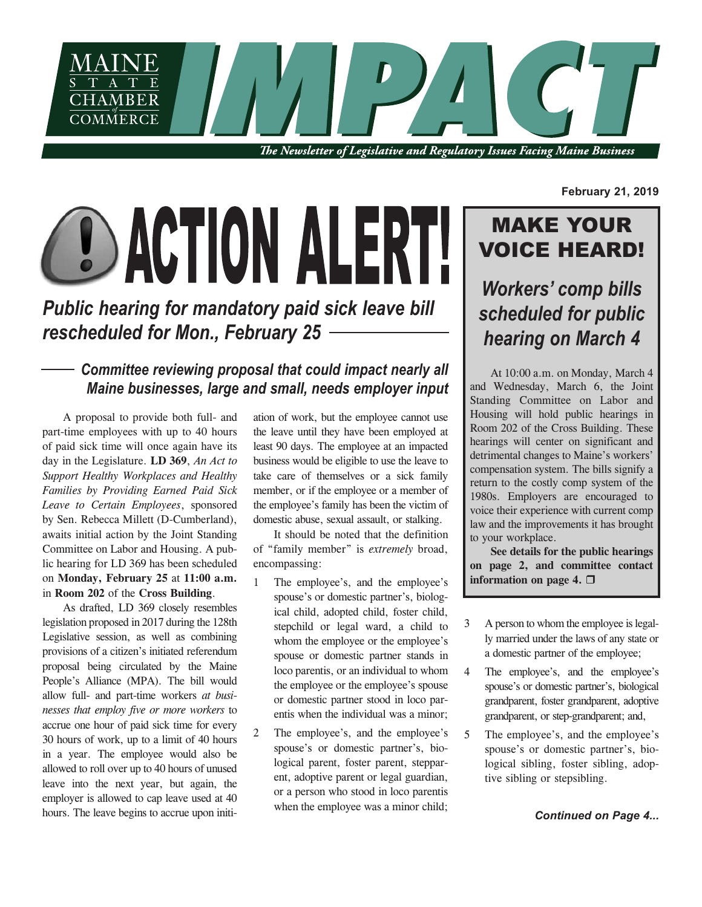# MAINE STATE CHAMBER of COMMERCE IMPACT

*The Newsletter of Legislative and Regulatory Issues Facing Maine Business*

**February 21, 2019**

# ACTION ALERT!

## *Public hearing for mandatory paid sick leave bill rescheduled for Mon., February 25*

### *Committee reviewing proposal that could impact nearly all Maine businesses, large and small, needs employer input*

A proposal to provide both full- and part-time employees with up to 40 hours of paid sick time will once again have its day in the Legislature. **LD 369**, *An Act to Support Healthy Workplaces and Healthy Families by Providing Earned Paid Sick Leave to Certain Employees*, sponsored by Sen. Rebecca Millett (D-Cumberland), awaits initial action by the Joint Standing Committee on Labor and Housing. A public hearing for LD 369 has been scheduled on **Monday, February 25** at **11:00 a.m.** in **Room 202** of the **Cross Building**.

As drafted, LD 369 closely resembles legislation proposed in 2017 during the 128th Legislative session, as well as combining provisions of a citizen's initiated referendum proposal being circulated by the Maine People's Alliance (MPA). The bill would allow full- and part-time workers *at businesses that employ five or more workers* to accrue one hour of paid sick time for every 30 hours of work, up to a limit of 40 hours in a year. The employee would also be allowed to roll over up to 40 hours of unused leave into the next year, but again, the employer is allowed to cap leave used at 40 hours. The leave begins to accrue upon initiation of work, but the employee cannot use the leave until they have been employed at least 90 days. The employee at an impacted business would be eligible to use the leave to take care of themselves or a sick family member, or if the employee or a member of the employee's family has been the victim of domestic abuse, sexual assault, or stalking.

It should be noted that the definition of "family member" is *extremely* broad, encompassing:

1. The employee's, and the employee's spouse's or domestic partner's, biological child, adopted child, foster child, stepchild or legal ward, a child to whom the employee or the employee's spouse or domestic partner stands in loco parentis, or an individual to whom the employee or the employee's spouse or domestic partner stood in loco parentis when the individual was a minor;
2. The employee's, and the employee's spouse's or domestic partner's, biological parent, foster parent, stepparent, adoptive parent or legal guardian, or a person who stood in loco parentis when the employee was a minor child;
3. A person to whom the employee is legally married under the laws of any state or a domestic partner of the employee;
4. The employee's, and the employee's spouse's or domestic partner's, biological grandparent, foster grandparent, adoptive grandparent, or step-grandparent; and,
5. The employee's, and the employee's spouse's or domestic partner's, biological sibling, foster sibling, adoptive sibling or stepsibling.

***Continued on Page 4...***

## MAKE YOUR VOICE HEARD!

### *Workers' comp bills scheduled for public hearing on March 4*

At 10:00 a.m. on Monday, March 4 and Wednesday, March 6, the Joint Standing Committee on Labor and Housing will hold public hearings in Room 202 of the Cross Building. These hearings will center on significant and detrimental changes to Maine's workers' compensation system. The bills signify a return to the costly comp system of the 1980s. Employers are encouraged to voice their experience with current comp law and the improvements it has brought to your workplace.

**See details for the public hearings on page 2, and committee contact information on page 4.** ❒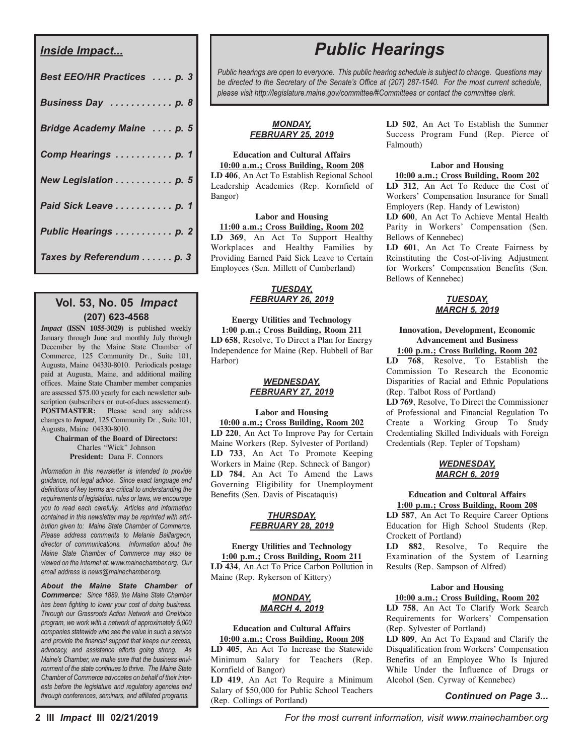## *Inside Impact...*

- *Best EEO/HR Practices . . . . p. 3*
- *Business Day . . . . . . . . . . . p. 8*
- *Bridge Academy Maine . . . . p. 5*
- *Comp Hearings . . . . . . . . . . p. 1*
- *New Legislation . . . . . . . . . . p. 5*
- *Paid Sick Leave . . . . . . . . . . p. 1*
- *Public Hearings . . . . . . . . . . p. 2*
- *Taxes by Referendum . . . . . . p. 3*

## Vol. 53, No. 05 *Impact*

**(207) 623-4568**

***Impact*** **(ISSN 1055-3029)** is published weekly January through June and monthly July through December by the Maine State Chamber of Commerce, 125 Community Dr., Suite 101, Augusta, Maine 04330-8010. Periodicals postage paid at Augusta, Maine, and additional mailing offices. Maine State Chamber member companies are assessed $75.00 yearly for each newsletter subscription (subscribers or out-of-dues assessement). **POSTMASTER:** Please send any address changes to ***Impact***, 125 Community Dr., Suite 101, Augusta, Maine 04330-8010.

**Chairman of the Board of Directors:**
Charles "Wick" Johnson
**President:** Dana F. Connors

*Information in this newsletter is intended to provide guidance, not legal advice. Since exact language and definitions of key terms are critical to understanding the requirements of legislation, rules or laws, we encourage you to read each carefully. Articles and information contained in this newsletter may be reprinted with attribution given to: Maine State Chamber of Commerce. Please address comments to Melanie Baillargeon, director of communications. Information about the Maine State Chamber of Commerce may also be viewed on the Internet at: www.mainechamber.org. Our email address is news@mainechamber.org.*

***About the Maine State Chamber of Commerce:*** *Since 1889, the Maine State Chamber has been fighting to lower your cost of doing business. Through our Grassroots Action Network and OneVoice program, we work with a network of approximately 5,000 companies statewide who see the value in such a service and provide the financial support that keeps our access, advocacy, and assistance efforts going strong. As Maine's Chamber, we make sure that the business environment of the state continues to thrive. The Maine State Chamber of Commerce advocates on behalf of their interests before the legislature and regulatory agencies and through conferences, seminars, and affiliated programs.*

# *Public Hearings*

*Public hearings are open to everyone. This public hearing schedule is subject to change. Questions may be directed to the Secretary of the Senate's Office at (207) 287-1540. For the most current schedule, please visit http://legislature.maine.gov/committee/#Committees or contact the committee clerk.*

### ***MONDAY, FEBRUARY 25, 2019***

**Education and Cultural Affairs**
**10:00 a.m.; Cross Building, Room 208**

**LD 406**, An Act To Establish Regional School Leadership Academies (Rep. Kornfield of Bangor)

**Labor and Housing**
**11:00 a.m.; Cross Building, Room 202**

**LD 369**, An Act To Support Healthy Workplaces and Healthy Families by Providing Earned Paid Sick Leave to Certain Employees (Sen. Millett of Cumberland)

### ***TUESDAY, FEBRUARY 26, 2019***

**Energy Utilities and Technology**
**1:00 p.m.; Cross Building, Room 211**

**LD 658**, Resolve, To Direct a Plan for Energy Independence for Maine (Rep. Hubbell of Bar Harbor)

### ***WEDNESDAY, FEBRUARY 27, 2019***

**Labor and Housing**
**10:00 a.m.; Cross Building, Room 202**

**LD 220**, An Act To Improve Pay for Certain Maine Workers (Rep. Sylvester of Portland)

**LD 733**, An Act To Promote Keeping Workers in Maine (Rep. Schneck of Bangor)

**LD 784**, An Act To Amend the Laws Governing Eligibility for Unemployment Benefits (Sen. Davis of Piscataquis)

### ***THURSDAY, FEBRUARY 28, 2019***

**Energy Utilities and Technology**
**1:00 p.m.; Cross Building, Room 211**

**LD 434**, An Act To Price Carbon Pollution in Maine (Rep. Rykerson of Kittery)

### ***MONDAY, MARCH 4, 2019***

**Education and Cultural Affairs**
**10:00 a.m.; Cross Building, Room 208**

**LD 405**, An Act To Increase the Statewide Minimum Salary for Teachers (Rep. Kornfield of Bangor)

**LD 419**, An Act To Require a Minimum Salary of $50,000 for Public School Teachers (Rep. Collings of Portland)

**LD 502**, An Act To Establish the Summer Success Program Fund (Rep. Pierce of Falmouth)

**Labor and Housing**
**10:00 a.m.; Cross Building, Room 202**

**LD 312**, An Act To Reduce the Cost of Workers' Compensation Insurance for Small Employers (Rep. Handy of Lewiston)

**LD 600**, An Act To Achieve Mental Health Parity in Workers' Compensation (Sen. Bellows of Kennebec)

**LD 601**, An Act To Create Fairness by Reinstituting the Cost-of-living Adjustment for Workers' Compensation Benefits (Sen. Bellows of Kennebec)

### ***TUESDAY, MARCH 5, 2019***

**Innovation, Development, Economic Advancement and Business**
**1:00 p.m.; Cross Building, Room 202**

**LD 768**, Resolve, To Establish the Commission To Research the Economic Disparities of Racial and Ethnic Populations (Rep. Talbot Ross of Portland)

**LD 769**, Resolve, To Direct the Commissioner of Professional and Financial Regulation To Create a Working Group To Study Credentialing Skilled Individuals with Foreign Credentials (Rep. Tepler of Topsham)

### ***WEDNESDAY, MARCH 6, 2019***

**Education and Cultural Affairs**
**1:00 p.m.; Cross Building, Room 208**

**LD 587**, An Act To Require Career Options Education for High School Students (Rep. Crockett of Portland)

**LD 882**, Resolve, To Require the Examination of the System of Learning Results (Rep. Sampson of Alfred)

**Labor and Housing**
**10:00 a.m.; Cross Building, Room 202**

**LD 758**, An Act To Clarify Work Search Requirements for Workers' Compensation (Rep. Sylvester of Portland)

**LD 809**, An Act To Expand and Clarify the Disqualification from Workers' Compensation Benefits of an Employee Who Is Injured While Under the Influence of Drugs or Alcohol (Sen. Cyrway of Kennebec)

***Continued on Page 3...***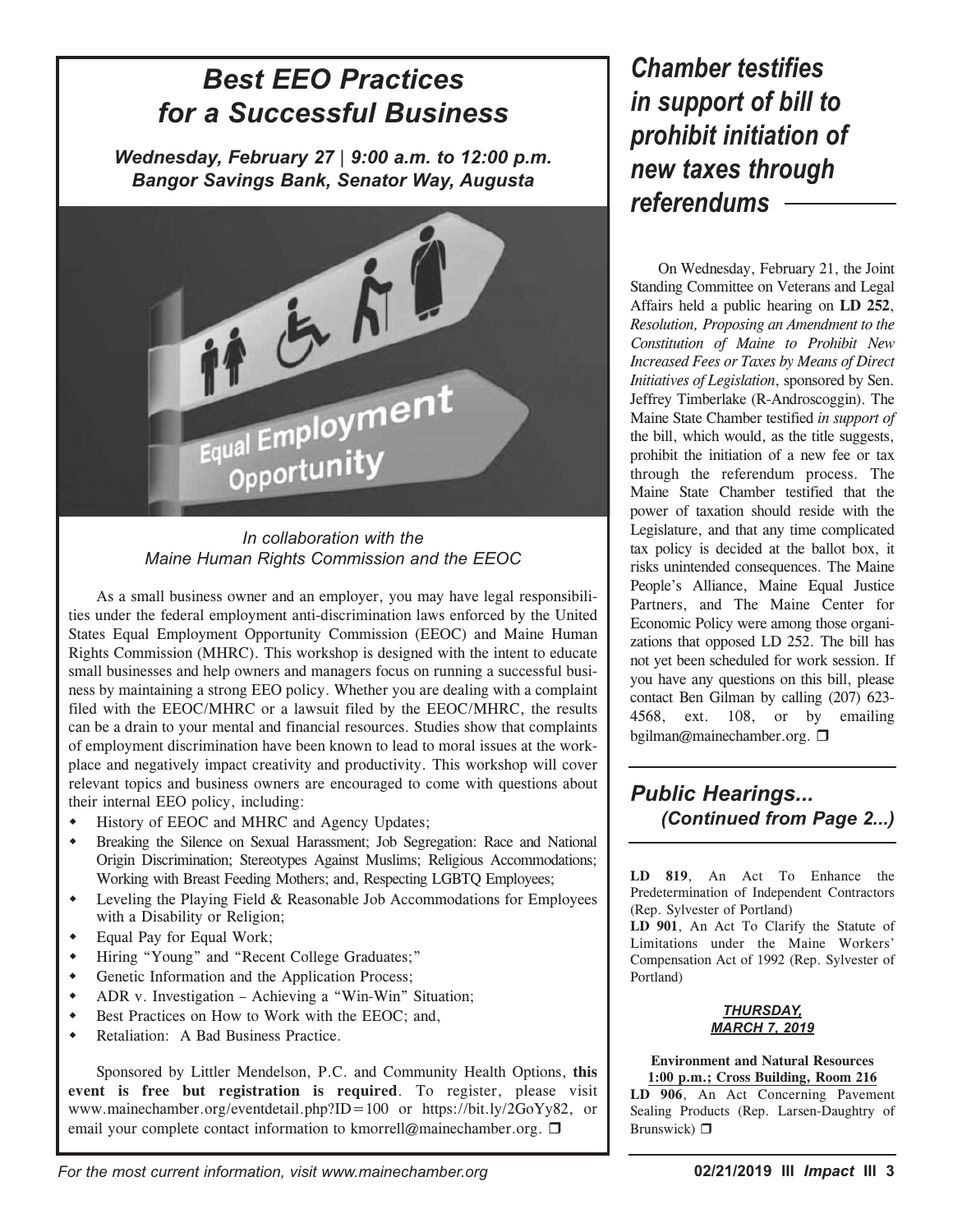# *Best EEO Practices for a Successful Business*

***Wednesday, February 27 | 9:00 a.m. to 12:00 p.m.***
***Bangor Savings Bank, Senator Way, Augusta***

*In collaboration with the Maine Human Rights Commission and the EEOC*

As a small business owner and an employer, you may have legal responsibilities under the federal employment anti-discrimination laws enforced by the United States Equal Employment Opportunity Commission (EEOC) and Maine Human Rights Commission (MHRC). This workshop is designed with the intent to educate small businesses and help owners and managers focus on running a successful business by maintaining a strong EEO policy. Whether you are dealing with a complaint filed with the EEOC/MHRC or a lawsuit filed by the EEOC/MHRC, the results can be a drain to your mental and financial resources. Studies show that complaints of employment discrimination have been known to lead to moral issues at the workplace and negatively impact creativity and productivity. This workshop will cover relevant topics and business owners are encouraged to come with questions about their internal EEO policy, including:

- History of EEOC and MHRC and Agency Updates;
- Breaking the Silence on Sexual Harassment; Job Segregation: Race and National Origin Discrimination; Stereotypes Against Muslims; Religious Accommodations; Working with Breast Feeding Mothers; and, Respecting LGBTQ Employees;
- Leveling the Playing Field & Reasonable Job Accommodations for Employees with a Disability or Religion;
- Equal Pay for Equal Work;
- Hiring "Young" and "Recent College Graduates;"
- Genetic Information and the Application Process;
- ADR v. Investigation – Achieving a "Win-Win" Situation;
- Best Practices on How to Work with the EEOC; and,
- Retaliation: A Bad Business Practice.

Sponsored by Littler Mendelson, P.C. and Community Health Options, **this event is free but registration is required**. To register, please visit www.mainechamber.org/eventdetail.php?ID=100 or https://bit.ly/2GoYy82, or email your complete contact information to kmorrell@mainechamber.org. ❒

# *Chamber testifies in support of bill to prohibit initiation of new taxes through referendums*

On Wednesday, February 21, the Joint Standing Committee on Veterans and Legal Affairs held a public hearing on **LD 252**, *Resolution, Proposing an Amendment to the Constitution of Maine to Prohibit New Increased Fees or Taxes by Means of Direct Initiatives of Legislation*, sponsored by Sen. Jeffrey Timberlake (R-Androscoggin). The Maine State Chamber testified *in support of* the bill, which would, as the title suggests, prohibit the initiation of a new fee or tax through the referendum process. The Maine State Chamber testified that the power of taxation should reside with the Legislature, and that any time complicated tax policy is decided at the ballot box, it risks unintended consequences. The Maine People's Alliance, Maine Equal Justice Partners, and The Maine Center for Economic Policy were among those organizations that opposed LD 252. The bill has not yet been scheduled for work session. If you have any questions on this bill, please contact Ben Gilman by calling (207) 623-4568, ext. 108, or by emailing bgilman@mainechamber.org. ❒

## *Public Hearings... (Continued from Page 2...)*

**LD 819**, An Act To Enhance the Predetermination of Independent Contractors (Rep. Sylvester of Portland)

**LD 901**, An Act To Clarify the Statute of Limitations under the Maine Workers' Compensation Act of 1992 (Rep. Sylvester of Portland)

***THURSDAY, MARCH 7, 2019***

**Environment and Natural Resources**
**1:00 p.m.; Cross Building, Room 216**

**LD 906**, An Act Concerning Pavement Sealing Products (Rep. Larsen-Daughtry of Brunswick) ❒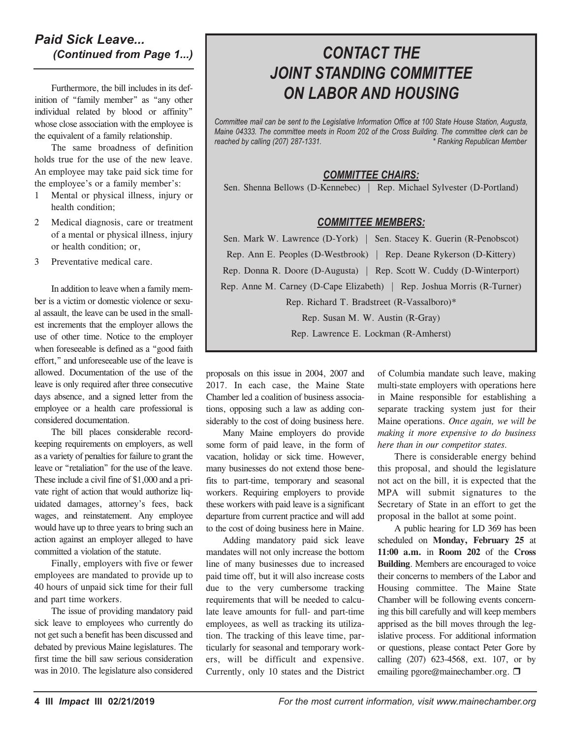## *Paid Sick Leave... (Continued from Page 1...)*

Furthermore, the bill includes in its definition of "family member" as "any other individual related by blood or affinity" whose close association with the employee is the equivalent of a family relationship.

The same broadness of definition holds true for the use of the new leave. An employee may take paid sick time for the employee's or a family member's:

1. Mental or physical illness, injury or health condition;
2. Medical diagnosis, care or treatment of a mental or physical illness, injury or health condition; or,
3. Preventative medical care.

In addition to leave when a family member is a victim or domestic violence or sexual assault, the leave can be used in the smallest increments that the employer allows the use of other time. Notice to the employer when foreseeable is defined as a "good faith effort," and unforeseeable use of the leave is allowed. Documentation of the use of the leave is only required after three consecutive days absence, and a signed letter from the employee or a health care professional is considered documentation.

The bill places considerable recordkeeping requirements on employers, as well as a variety of penalties for failure to grant the leave or "retaliation" for the use of the leave. These include a civil fine of $1,000 and a private right of action that would authorize liquidated damages, attorney's fees, back wages, and reinstatement. Any employee would have up to three years to bring such an action against an employer alleged to have committed a violation of the statute.

Finally, employers with five or fewer employees are mandated to provide up to 40 hours of unpaid sick time for their full and part time workers.

The issue of providing mandatory paid sick leave to employees who currently do not get such a benefit has been discussed and debated by previous Maine legislatures. The first time the bill saw serious consideration was in 2010. The legislature also considered proposals on this issue in 2004, 2007 and 2017. In each case, the Maine State Chamber led a coalition of business associations, opposing such a law as adding considerably to the cost of doing business here.

Many Maine employers do provide some form of paid leave, in the form of vacation, holiday or sick time. However, many businesses do not extend those benefits to part-time, temporary and seasonal workers. Requiring employers to provide these workers with paid leave is a significant departure from current practice and will add to the cost of doing business here in Maine.

Adding mandatory paid sick leave mandates will not only increase the bottom line of many businesses due to increased paid time off, but it will also increase costs due to the very cumbersome tracking requirements that will be needed to calculate leave amounts for full- and part-time employees, as well as tracking its utilization. The tracking of this leave time, particularly for seasonal and temporary workers, will be difficult and expensive. Currently, only 10 states and the District of Columbia mandate such leave, making multi-state employers with operations here in Maine responsible for establishing a separate tracking system just for their Maine operations. *Once again, we will be making it more expensive to do business here than in our competitor states.*

There is considerable energy behind this proposal, and should the legislature not act on the bill, it is expected that the MPA will submit signatures to the Secretary of State in an effort to get the proposal in the ballot at some point.

A public hearing for LD 369 has been scheduled on **Monday, February 25** at **11:00 a.m.** in **Room 202** of the **Cross Building**. Members are encouraged to voice their concerns to members of the Labor and Housing committee. The Maine State Chamber will be following events concerning this bill carefully and will keep members apprised as the bill moves through the legislative process. For additional information or questions, please contact Peter Gore by calling (207) 623-4568, ext. 107, or by emailing pgore@mainechamber.org. ❒

## *CONTACT THE JOINT STANDING COMMITTEE ON LABOR AND HOUSING*

*Committee mail can be sent to the Legislative Information Office at 100 State House Station, Augusta, Maine 04333. The committee meets in Room 202 of the Cross Building. The committee clerk can be reached by calling (207) 287-1331.* *\* Ranking Republican Member*

### *COMMITTEE CHAIRS:*

Sen. Shenna Bellows (D-Kennebec) | Rep. Michael Sylvester (D-Portland)

### *COMMITTEE MEMBERS:*

Sen. Mark W. Lawrence (D-York) | Sen. Stacey K. Guerin (R-Penobscot)

Rep. Ann E. Peoples (D-Westbrook) | Rep. Deane Rykerson (D-Kittery)

Rep. Donna R. Doore (D-Augusta) | Rep. Scott W. Cuddy (D-Winterport)

Rep. Anne M. Carney (D-Cape Elizabeth) | Rep. Joshua Morris (R-Turner)

Rep. Richard T. Bradstreet (R-Vassalboro)*

Rep. Susan M. W. Austin (R-Gray)

Rep. Lawrence E. Lockman (R-Amherst)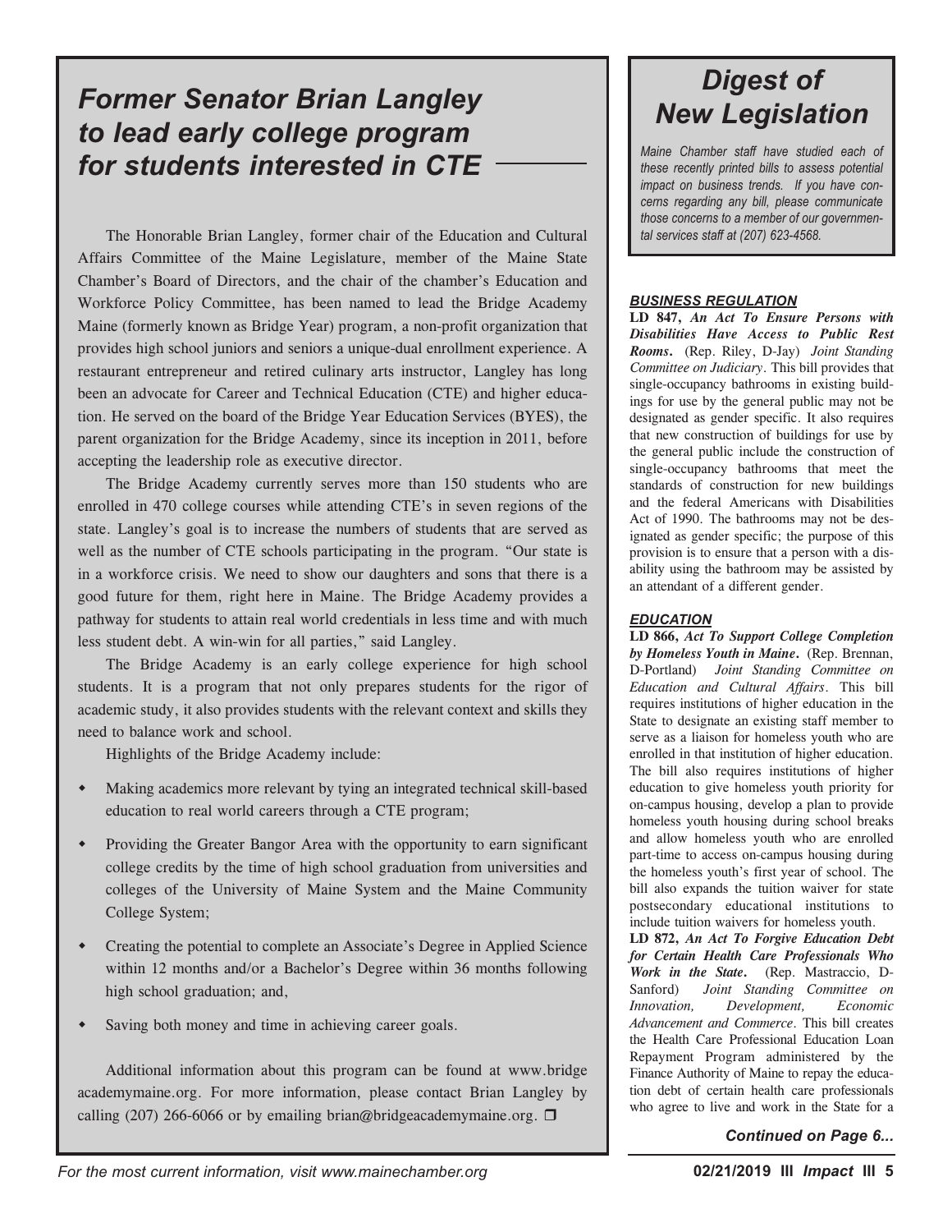## Former Senator Brian Langley to lead early college program for students interested in CTE

The Honorable Brian Langley, former chair of the Education and Cultural Affairs Committee of the Maine Legislature, member of the Maine State Chamber's Board of Directors, and the chair of the chamber's Education and Workforce Policy Committee, has been named to lead the Bridge Academy Maine (formerly known as Bridge Year) program, a non-profit organization that provides high school juniors and seniors a unique-dual enrollment experience. A restaurant entrepreneur and retired culinary arts instructor, Langley has long been an advocate for Career and Technical Education (CTE) and higher education. He served on the board of the Bridge Year Education Services (BYES), the parent organization for the Bridge Academy, since its inception in 2011, before accepting the leadership role as executive director.

The Bridge Academy currently serves more than 150 students who are enrolled in 470 college courses while attending CTE's in seven regions of the state. Langley's goal is to increase the numbers of students that are served as well as the number of CTE schools participating in the program. "Our state is in a workforce crisis. We need to show our daughters and sons that there is a good future for them, right here in Maine. The Bridge Academy provides a pathway for students to attain real world credentials in less time and with much less student debt. A win-win for all parties," said Langley.

The Bridge Academy is an early college experience for high school students. It is a program that not only prepares students for the rigor of academic study, it also provides students with the relevant context and skills they need to balance work and school.

Highlights of the Bridge Academy include:

- Making academics more relevant by tying an integrated technical skill-based education to real world careers through a CTE program;
- Providing the Greater Bangor Area with the opportunity to earn significant college credits by the time of high school graduation from universities and colleges of the University of Maine System and the Maine Community College System;
- Creating the potential to complete an Associate's Degree in Applied Science within 12 months and/or a Bachelor's Degree within 36 months following high school graduation; and,
- Saving both money and time in achieving career goals.

Additional information about this program can be found at www.bridgeacademymaine.org. For more information, please contact Brian Langley by calling (207) 266-6066 or by emailing brian@bridgeacademymaine.org. ❒

## *Digest of New Legislation*

*Maine Chamber staff have studied each of these recently printed bills to assess potential impact on business trends. If you have concerns regarding any bill, please communicate those concerns to a member of our governmental services staff at (207) 623-4568.*

### ***BUSINESS REGULATION***

**LD 847,** ***An Act To Ensure Persons with Disabilities Have Access to Public Rest Rooms*.** (Rep. Riley, D-Jay) *Joint Standing Committee on Judiciary*. This bill provides that single-occupancy bathrooms in existing buildings for use by the general public may not be designated as gender specific. It also requires that new construction of buildings for use by the general public include the construction of single-occupancy bathrooms that meet the standards of construction for new buildings and the federal Americans with Disabilities Act of 1990. The bathrooms may not be designated as gender specific; the purpose of this provision is to ensure that a person with a disability using the bathroom may be assisted by an attendant of a different gender.

### ***EDUCATION***

**LD 866,** ***Act To Support College Completion by Homeless Youth in Maine*.** (Rep. Brennan, D-Portland) *Joint Standing Committee on Education and Cultural Affairs*. This bill requires institutions of higher education in the State to designate an existing staff member to serve as a liaison for homeless youth who are enrolled in that institution of higher education. The bill also requires institutions of higher education to give homeless youth priority for on-campus housing, develop a plan to provide homeless youth housing during school breaks and allow homeless youth who are enrolled part-time to access on-campus housing during the homeless youth's first year of school. The bill also expands the tuition waiver for state postsecondary educational institutions to include tuition waivers for homeless youth.

**LD 872,** ***An Act To Forgive Education Debt for Certain Health Care Professionals Who Work in the State*.** (Rep. Mastraccio, D-Sanford) *Joint Standing Committee on Innovation, Development, Economic Advancement and Commerce*. This bill creates the Health Care Professional Education Loan Repayment Program administered by the Finance Authority of Maine to repay the education debt of certain health care professionals who agree to live and work in the State for a

***Continued on Page 6...***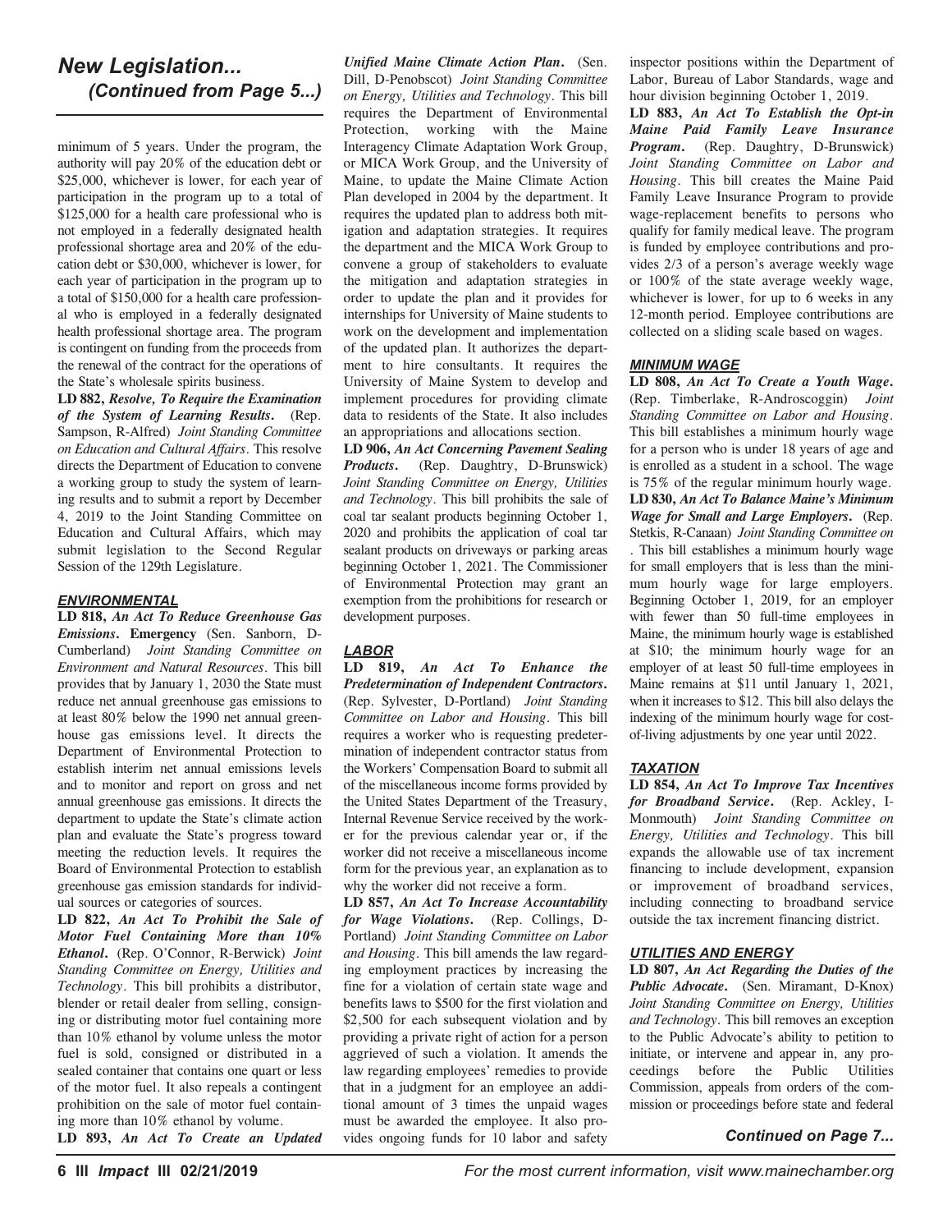## *New Legislation... (Continued from Page 5...)*

minimum of 5 years. Under the program, the authority will pay 20% of the education debt or $25,000, whichever is lower, for each year of participation in the program up to a total of $125,000 for a health care professional who is not employed in a federally designated health professional shortage area and 20% of the education debt or $30,000, whichever is lower, for each year of participation in the program up to a total of $150,000 for a health care professional who is employed in a federally designated health professional shortage area. The program is contingent on funding from the proceeds from the renewal of the contract for the operations of the State's wholesale spirits business.

**LD 882,** ***Resolve, To Require the Examination of the System of Learning Results.*** (Rep. Sampson, R-Alfred) *Joint Standing Committee on Education and Cultural Affairs*. This resolve directs the Department of Education to convene a working group to study the system of learning results and to submit a report by December 4, 2019 to the Joint Standing Committee on Education and Cultural Affairs, which may submit legislation to the Second Regular Session of the 129th Legislature.

### *ENVIRONMENTAL*

**LD 818,** ***An Act To Reduce Greenhouse Gas Emissions.*** **Emergency** (Sen. Sanborn, D-Cumberland) *Joint Standing Committee on Environment and Natural Resources*. This bill provides that by January 1, 2030 the State must reduce net annual greenhouse gas emissions to at least 80% below the 1990 net annual greenhouse gas emissions level. It directs the Department of Environmental Protection to establish interim net annual emissions levels and to monitor and report on gross and net annual greenhouse gas emissions. It directs the department to update the State's climate action plan and evaluate the State's progress toward meeting the reduction levels. It requires the Board of Environmental Protection to establish greenhouse gas emission standards for individual sources or categories of sources.

**LD 822,** ***An Act To Prohibit the Sale of Motor Fuel Containing More than 10% Ethanol.*** (Rep. O'Connor, R-Berwick) *Joint Standing Committee on Energy, Utilities and Technology*. This bill prohibits a distributor, blender or retail dealer from selling, consigning or distributing motor fuel containing more than 10% ethanol by volume unless the motor fuel is sold, consigned or distributed in a sealed container that contains one quart or less of the motor fuel. It also repeals a contingent prohibition on the sale of motor fuel containing more than 10% ethanol by volume.

**LD 893,** ***An Act To Create an Updated Unified Maine Climate Action Plan.*** (Sen. Dill, D-Penobscot) *Joint Standing Committee on Energy, Utilities and Technology*. This bill requires the Department of Environmental Protection, working with the Maine Interagency Climate Adaptation Work Group, or MICA Work Group, and the University of Maine, to update the Maine Climate Action Plan developed in 2004 by the department. It requires the updated plan to address both mitigation and adaptation strategies. It requires the department and the MICA Work Group to convene a group of stakeholders to evaluate the mitigation and adaptation strategies in order to update the plan and it provides for internships for University of Maine students to work on the development and implementation of the updated plan. It authorizes the department to hire consultants. It requires the University of Maine System to develop and implement procedures for providing climate data to residents of the State. It also includes an appropriations and allocations section.

**LD 906,** ***An Act Concerning Pavement Sealing Products.*** (Rep. Daughtry, D-Brunswick) *Joint Standing Committee on Energy, Utilities and Technology*. This bill prohibits the sale of coal tar sealant products beginning October 1, 2020 and prohibits the application of coal tar sealant products on driveways or parking areas beginning October 1, 2021. The Commissioner of Environmental Protection may grant an exemption from the prohibitions for research or development purposes.

### *LABOR*

**LD 819,** ***An Act To Enhance the Predetermination of Independent Contractors.*** (Rep. Sylvester, D-Portland) *Joint Standing Committee on Labor and Housing*. This bill requires a worker who is requesting predetermination of independent contractor status from the Workers' Compensation Board to submit all of the miscellaneous income forms provided by the United States Department of the Treasury, Internal Revenue Service received by the worker for the previous calendar year or, if the worker did not receive a miscellaneous income form for the previous year, an explanation as to why the worker did not receive a form.

**LD 857,** ***An Act To Increase Accountability for Wage Violations.*** (Rep. Collings, D-Portland) *Joint Standing Committee on Labor and Housing*. This bill amends the law regarding employment practices by increasing the fine for a violation of certain state wage and benefits laws to $500 for the first violation and $2,500 for each subsequent violation and by providing a private right of action for a person aggrieved of such a violation. It amends the law regarding employees' remedies to provide that in a judgment for an employee an additional amount of 3 times the unpaid wages must be awarded the employee. It also provides ongoing funds for 10 labor and safety inspector positions within the Department of Labor, Bureau of Labor Standards, wage and hour division beginning October 1, 2019.

**LD 883,** ***An Act To Establish the Opt-in Maine Paid Family Leave Insurance Program.*** (Rep. Daughtry, D-Brunswick) *Joint Standing Committee on Labor and Housing*. This bill creates the Maine Paid Family Leave Insurance Program to provide wage-replacement benefits to persons who qualify for family medical leave. The program is funded by employee contributions and provides 2/3 of a person's average weekly wage or 100% of the state average weekly wage, whichever is lower, for up to 6 weeks in any 12-month period. Employee contributions are collected on a sliding scale based on wages.

### *MINIMUM WAGE*

**LD 808,** ***An Act To Create a Youth Wage.*** (Rep. Timberlake, R-Androscoggin) *Joint Standing Committee on Labor and Housing*. This bill establishes a minimum hourly wage for a person who is under 18 years of age and is enrolled as a student in a school. The wage is 75% of the regular minimum hourly wage.

**LD 830,** ***An Act To Balance Maine's Minimum Wage for Small and Large Employers.*** (Rep. Stetkis, R-Canaan) *Joint Standing Committee on* . This bill establishes a minimum hourly wage for small employers that is less than the minimum hourly wage for large employers. Beginning October 1, 2019, for an employer with fewer than 50 full-time employees in Maine, the minimum hourly wage is established at $10; the minimum hourly wage for an employer of at least 50 full-time employees in Maine remains at $11 until January 1, 2021, when it increases to $12. This bill also delays the indexing of the minimum hourly wage for cost-of-living adjustments by one year until 2022.

### *TAXATION*

**LD 854,** ***An Act To Improve Tax Incentives for Broadband Service.*** (Rep. Ackley, I-Monmouth) *Joint Standing Committee on Energy, Utilities and Technology*. This bill expands the allowable use of tax increment financing to include development, expansion or improvement of broadband services, including connecting to broadband service outside the tax increment financing district.

### *UTILITIES AND ENERGY*

**LD 807,** ***An Act Regarding the Duties of the Public Advocate.*** (Sen. Miramant, D-Knox) *Joint Standing Committee on Energy, Utilities and Technology*. This bill removes an exception to the Public Advocate's ability to petition to initiate, or intervene and appear in, any proceedings before the Public Utilities Commission, appeals from orders of the commission or proceedings before state and federal

***Continued on Page 7...***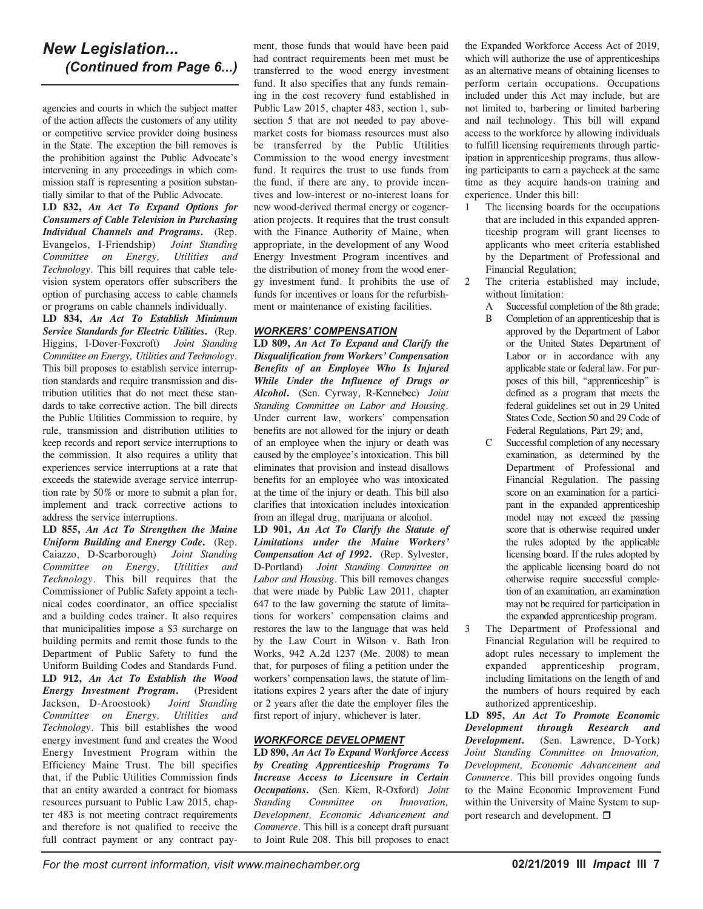## *New Legislation... (Continued from Page 6...)*

agencies and courts in which the subject matter of the action affects the customers of any utility or competitive service provider doing business in the State. The exception the bill removes is the prohibition against the Public Advocate's intervening in any proceedings in which commission staff is representing a position substantially similar to that of the Public Advocate.

**LD 832,** ***An Act To Expand Options for Consumers of Cable Television in Purchasing Individual Channels and Programs*****.** (Rep. Evangelos, I-Friendship) *Joint Standing Committee on Energy, Utilities and Technology*. This bill requires that cable television system operators offer subscribers the option of purchasing access to cable channels or programs on cable channels individually.

**LD 834,** ***An Act To Establish Minimum Service Standards for Electric Utilities*****.** (Rep. Higgins, I-Dover-Foxcroft) *Joint Standing Committee on Energy, Utilities and Technology*. This bill proposes to establish service interruption standards and require transmission and distribution utilities that do not meet these standards to take corrective action. The bill directs the Public Utilities Commission to require, by rule, transmission and distribution utilities to keep records and report service interruptions to the commission. It also requires a utility that experiences service interruptions at a rate that exceeds the statewide average service interruption rate by 50% or more to submit a plan for, implement and track corrective actions to address the service interruptions.

**LD 855,** ***An Act To Strengthen the Maine Uniform Building and Energy Code*****.** (Rep. Caiazzo, D-Scarborough) *Joint Standing Committee on Energy, Utilities and Technology*. This bill requires that the Commissioner of Public Safety appoint a technical codes coordinator, an office specialist and a building codes trainer. It also requires that municipalities impose a $3 surcharge on building permits and remit those funds to the Department of Public Safety to fund the Uniform Building Codes and Standards Fund.

**LD 912,** ***An Act To Establish the Wood Energy Investment Program*****.** (President Jackson, D-Aroostook) *Joint Standing Committee on Energy, Utilities and Technology*. This bill establishes the wood energy investment fund and creates the Wood Energy Investment Program within the Efficiency Maine Trust. The bill specifies that, if the Public Utilities Commission finds that an entity awarded a contract for biomass resources pursuant to Public Law 2015, chapter 483 is not meeting contract requirements and therefore is not qualified to receive the full contract payment or any contract payment, those funds that would have been paid had contract requirements been met must be transferred to the wood energy investment fund. It also specifies that any funds remaining in the cost recovery fund established in Public Law 2015, chapter 483, section 1, subsection 5 that are not needed to pay above-market costs for biomass resources must also be transferred by the Public Utilities Commission to the wood energy investment fund. It requires the trust to use funds from the fund, if there are any, to provide incentives and low-interest or no-interest loans for new wood-derived thermal energy or cogeneration projects. It requires that the trust consult with the Finance Authority of Maine, when appropriate, in the development of any Wood Energy Investment Program incentives and the distribution of money from the wood energy investment fund. It prohibits the use of funds for incentives or loans for the refurbishment or maintenance of existing facilities.

### *WORKERS' COMPENSATION*

**LD 809,** ***An Act To Expand and Clarify the Disqualification from Workers' Compensation Benefits of an Employee Who Is Injured While Under the Influence of Drugs or Alcohol*****.** (Sen. Cyrway, R-Kennebec) *Joint Standing Committee on Labor and Housing*. Under current law, workers' compensation benefits are not allowed for the injury or death of an employee when the injury or death was caused by the employee's intoxication. This bill eliminates that provision and instead disallows benefits for an employee who was intoxicated at the time of the injury or death. This bill also clarifies that intoxication includes intoxication from an illegal drug, marijuana or alcohol.

**LD 901,** ***An Act To Clarify the Statute of Limitations under the Maine Workers' Compensation Act of 1992*****.** (Rep. Sylvester, D-Portland) *Joint Standing Committee on Labor and Housing*. This bill removes changes that were made by Public Law 2011, chapter 647 to the law governing the statute of limitations for workers' compensation claims and restores the law to the language that was held by the Law Court in Wilson v. Bath Iron Works, 942 A.2d 1237 (Me. 2008) to mean that, for purposes of filing a petition under the workers' compensation laws, the statute of limitations expires 2 years after the date of injury or 2 years after the date the employer files the first report of injury, whichever is later.

### *WORKFORCE DEVELOPMENT*

**LD 890,** ***An Act To Expand Workforce Access by Creating Apprenticeship Programs To Increase Access to Licensure in Certain Occupations*****.** (Sen. Kiem, R-Oxford) *Joint Standing Committee on Innovation, Development, Economic Advancement and Commerce*. This bill is a concept draft pursuant to Joint Rule 208. This bill proposes to enact the Expanded Workforce Access Act of 2019, which will authorize the use of apprenticeships as an alternative means of obtaining licenses to perform certain occupations. Occupations included under this Act may include, but are not limited to, barbering or limited barbering and nail technology. This bill will expand access to the workforce by allowing individuals to fulfill licensing requirements through participation in apprenticeship programs, thus allowing participants to earn a paycheck at the same time as they acquire hands-on training and experience. Under this bill:

1. The licensing boards for the occupations that are included in this expanded apprenticeship program will grant licenses to applicants who meet criteria established by the Department of Professional and Financial Regulation;
2. The criteria established may include, without limitation:
   - A. Successful completion of the 8th grade;
   - B. Completion of an apprenticeship that is approved by the Department of Labor or the United States Department of Labor or in accordance with any applicable state or federal law. For purposes of this bill, "apprenticeship" is defined as a program that meets the federal guidelines set out in 29 United States Code, Section 50 and 29 Code of Federal Regulations, Part 29; and,
   - C. Successful completion of any necessary examination, as determined by the Department of Professional and Financial Regulation. The passing score on an examination for a participant in the expanded apprenticeship model may not exceed the passing score that is otherwise required under the rules adopted by the applicable licensing board. If the rules adopted by the applicable licensing board do not otherwise require successful completion of an examination, an examination may not be required for participation in the expanded apprenticeship program.
3. The Department of Professional and Financial Regulation will be required to adopt rules necessary to implement the expanded apprenticeship program, including limitations on the length of and the numbers of hours required by each authorized apprenticeship.

**LD 895,** ***An Act To Promote Economic Development through Research and Development*****.** (Sen. Lawrence, D-York) *Joint Standing Committee on Innovation, Development, Economic Advancement and Commerce*. This bill provides ongoing funds to the Maine Economic Improvement Fund within the University of Maine System to support research and development. ❐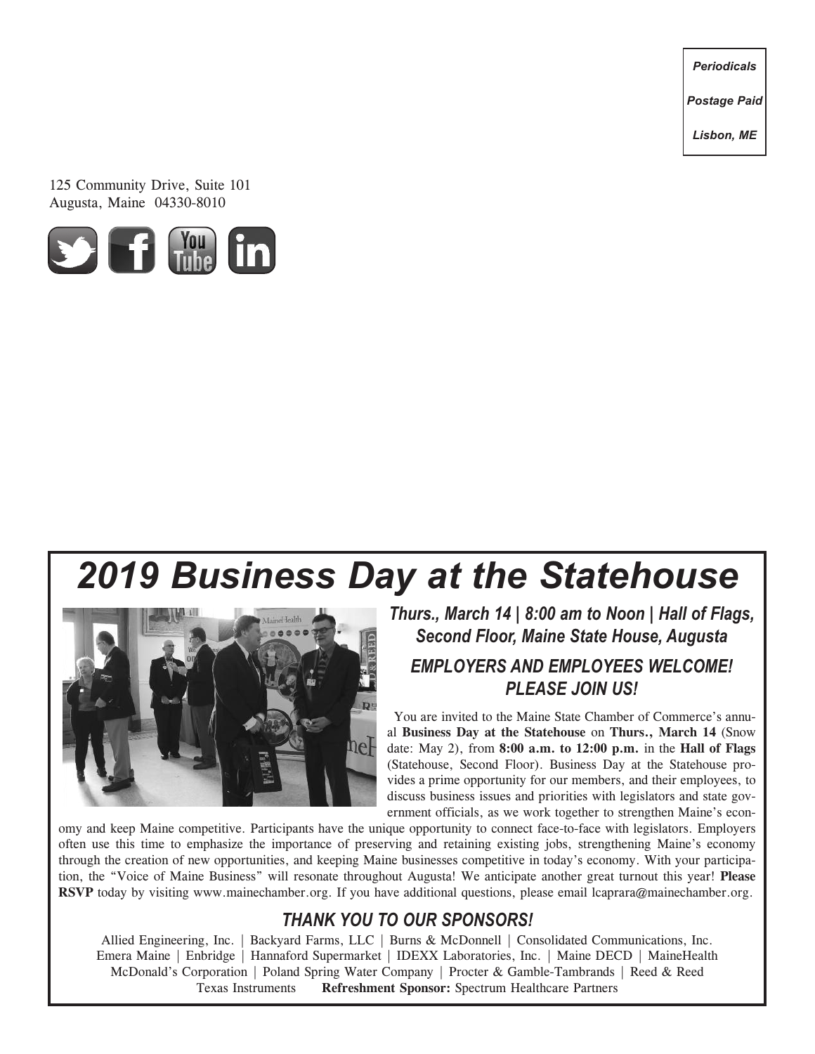*Periodicals*

*Postage Paid*

*Lisbon, ME*

125 Community Drive, Suite 101
Augusta, Maine 04330-8010

# *2019 Business Day at the Statehouse*

### *Thurs., March 14 | 8:00 am to Noon | Hall of Flags, Second Floor, Maine State House, Augusta*

### *EMPLOYERS AND EMPLOYEES WELCOME! PLEASE JOIN US!*

You are invited to the Maine State Chamber of Commerce's annual **Business Day at the Statehouse** on **Thurs., March 14** (Snow date: May 2), from **8:00 a.m. to 12:00 p.m.** in the **Hall of Flags** (Statehouse, Second Floor). Business Day at the Statehouse provides a prime opportunity for our members, and their employees, to discuss business issues and priorities with legislators and state government officials, as we work together to strengthen Maine's economy and keep Maine competitive. Participants have the unique opportunity to connect face-to-face with legislators. Employers often use this time to emphasize the importance of preserving and retaining existing jobs, strengthening Maine's economy through the creation of new opportunities, and keeping Maine businesses competitive in today's economy. With your participation, the "Voice of Maine Business" will resonate throughout Augusta! We anticipate another great turnout this year! **Please RSVP** today by visiting www.mainechamber.org. If you have additional questions, please email lcaprara@mainechamber.org.

### *THANK YOU TO OUR SPONSORS!*

Allied Engineering, Inc. | Backyard Farms, LLC | Burns & McDonnell | Consolidated Communications, Inc. Emera Maine | Enbridge | Hannaford Supermarket | IDEXX Laboratories, Inc. | Maine DECD | MaineHealth McDonald's Corporation | Poland Spring Water Company | Procter & Gamble-Tambrands | Reed & Reed Texas Instruments **Refreshment Sponsor:** Spectrum Healthcare Partners